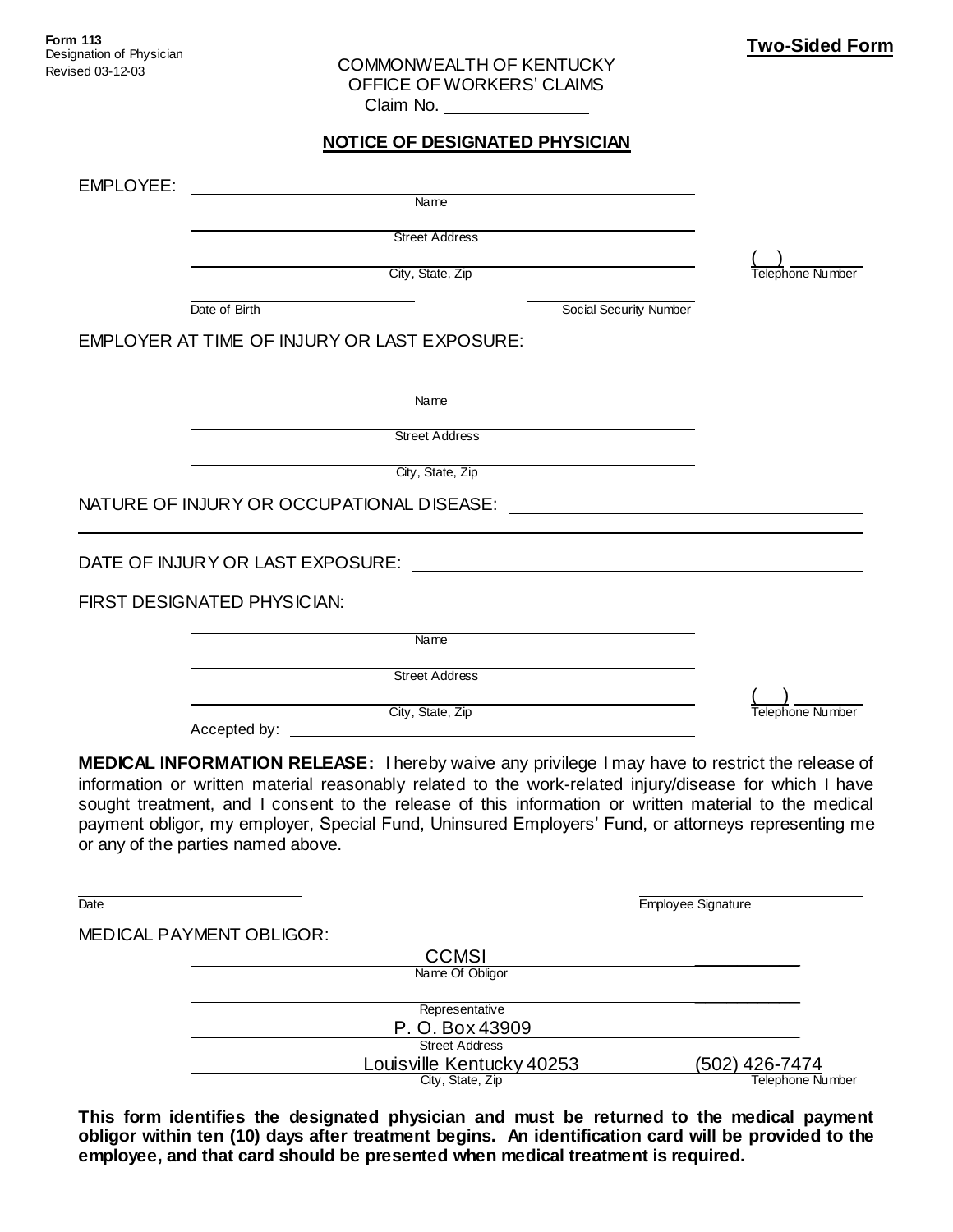**Form 113**
Designation of Physician
Revised 03-12-03

**Two-Sided Form**

COMMONWEALTH OF KENTUCKY
OFFICE OF WORKERS' CLAIMS
Claim No. ______________

## NOTICE OF DESIGNATED PHYSICIAN

EMPLOYEE: ________________________________________
Name

________________________________________
Street Address

________________________________________ ( ) ________
City, State, Zip Telephone Number

________________ ________________
Date of Birth Social Security Number

EMPLOYER AT TIME OF INJURY OR LAST EXPOSURE:

________________________________________
Name

________________________________________
Street Address

________________________________________
City, State, Zip

NATURE OF INJURY OR OCCUPATIONAL DISEASE: ________________________________________

________________________________________________________________________________

DATE OF INJURY OR LAST EXPOSURE: ________________________________________

FIRST DESIGNATED PHYSICIAN:

________________________________________
Name

________________________________________
Street Address

________________________________________ ( ) ________
City, State, Zip Telephone Number

Accepted by: ________________________________________

**MEDICAL INFORMATION RELEASE:** I hereby waive any privilege I may have to restrict the release of information or written material reasonably related to the work-related injury/disease for which I have sought treatment, and I consent to the release of this information or written material to the medical payment obligor, my employer, Special Fund, Uninsured Employers' Fund, or attorneys representing me or any of the parties named above.

________________________ ________________________
Date Employee Signature

MEDICAL PAYMENT OBLIGOR:

CCMSI
Name Of Obligor

________________________________________
Representative

P. O. Box 43909
Street Address

Louisville Kentucky 40253 (502) 426-7474
City, State, Zip Telephone Number

**This form identifies the designated physician and must be returned to the medical payment obligor within ten (10) days after treatment begins. An identification card will be provided to the employee, and that card should be presented when medical treatment is required.**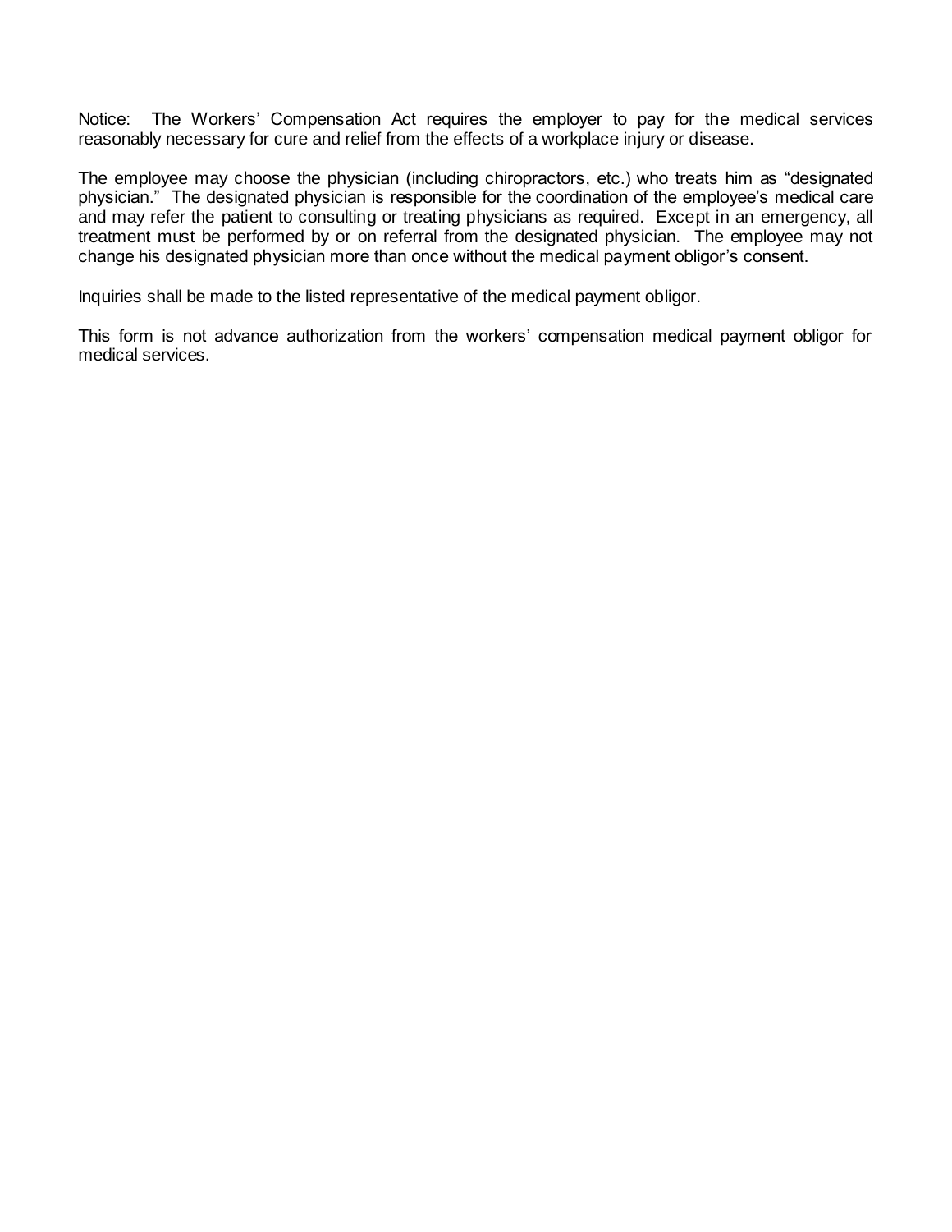Notice: The Workers' Compensation Act requires the employer to pay for the medical services reasonably necessary for cure and relief from the effects of a workplace injury or disease.

The employee may choose the physician (including chiropractors, etc.) who treats him as "designated physician." The designated physician is responsible for the coordination of the employee's medical care and may refer the patient to consulting or treating physicians as required. Except in an emergency, all treatment must be performed by or on referral from the designated physician. The employee may not change his designated physician more than once without the medical payment obligor's consent.

Inquiries shall be made to the listed representative of the medical payment obligor.

This form is not advance authorization from the workers' compensation medical payment obligor for medical services.